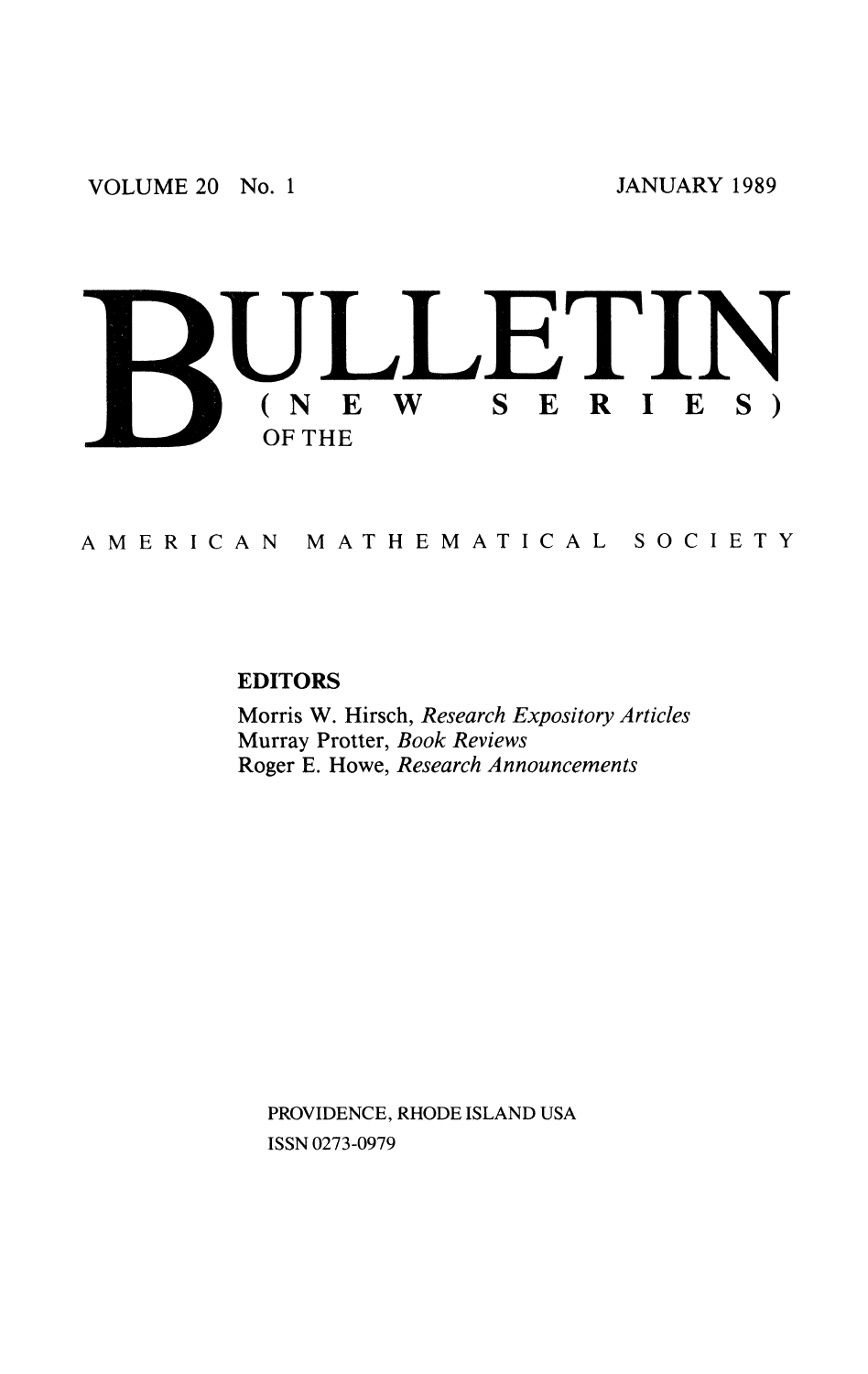VOLUME 20 No. 1 JANUARY 1989

# BULLETIN

## (NEW SERIES) OF THE

## AMERICAN MATHEMATICAL SOCIETY

**EDITORS**

Morris W. Hirsch, *Research Expository Articles*
Murray Protter, *Book Reviews*
Roger E. Howe, *Research Announcements*

PROVIDENCE, RHODE ISLAND USA
ISSN 0273-0979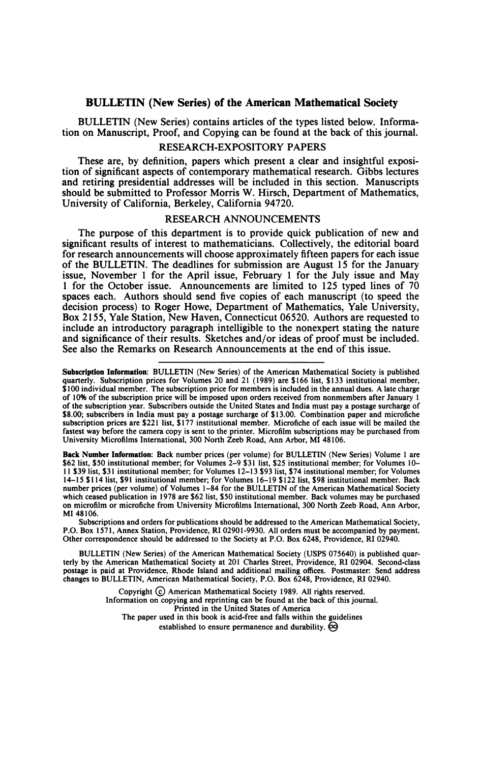## BULLETIN (New Series) of the American Mathematical Society

BULLETIN (New Series) contains articles of the types listed below. Information on Manuscript, Proof, and Copying can be found at the back of this journal.

### RESEARCH-EXPOSITORY PAPERS

These are, by definition, papers which present a clear and insightful exposition of significant aspects of contemporary mathematical research. Gibbs lectures and retiring presidential addresses will be included in this section. Manuscripts should be submitted to Professor Morris W. Hirsch, Department of Mathematics, University of California, Berkeley, California 94720.

### RESEARCH ANNOUNCEMENTS

The purpose of this department is to provide quick publication of new and significant results of interest to mathematicians. Collectively, the editorial board for research announcements will choose approximately fifteen papers for each issue of the BULLETIN. The deadlines for submission are August 15 for the January issue, November 1 for the April issue, February 1 for the July issue and May 1 for the October issue. Announcements are limited to 125 typed lines of 70 spaces each. Authors should send five copies of each manuscript (to speed the decision process) to Roger Howe, Department of Mathematics, Yale University, Box 2155, Yale Station, New Haven, Connecticut 06520. Authors are requested to include an introductory paragraph intelligible to the nonexpert stating the nature and significance of their results. Sketches and/or ideas of proof must be included. See also the Remarks on Research Announcements at the end of this issue.

---

**Subscription Information**: BULLETIN (New Series) of the American Mathematical Society is published quarterly. Subscription prices for Volumes 20 and 21 (1989) are $166 list, $133 institutional member, $100 individual member. The subscription price for members is included in the annual dues. A late charge of 10% of the subscription price will be imposed upon orders received from nonmembers after January 1 of the subscription year. Subscribers outside the United States and India must pay a postage surcharge of $8.00; subscribers in India must pay a postage surcharge of $13.00. Combination paper and microfiche subscription prices are $221 list, $177 institutional member. Microfiche of each issue will be mailed the fastest way before the camera copy is sent to the printer. Microfilm subscriptions may be purchased from University Microfilms International, 300 North Zeeb Road, Ann Arbor, MI 48106.

**Back Number Information**: Back number prices (per volume) for BULLETIN (New Series) Volume 1 are $62 list, $50 institutional member; for Volumes 2–9 $31 list, $25 institutional member; for Volumes 10–11 $39 list, $31 institutional member; for Volumes 12–13 $93 list, $74 institutional member; for Volumes 14–15 $114 list, $91 institutional member; for Volumes 16–19 $122 list, $98 institutional member. Back number prices (per volume) of Volumes 1–84 for the BULLETIN of the American Mathematical Society which ceased publication in 1978 are $62 list, $50 institutional member. Back volumes may be purchased on microfilm or microfiche from University Microfilms International, 300 North Zeeb Road, Ann Arbor, MI 48106.

Subscriptions and orders for publications should be addressed to the American Mathematical Society, P.O. Box 1571, Annex Station, Providence, RI 02901-9930. All orders must be accompanied by payment. Other correspondence should be addressed to the Society at P.O. Box 6248, Providence, RI 02940.

BULLETIN (New Series) of the American Mathematical Society (USPS 075640) is published quarterly by the American Mathematical Society at 201 Charles Street, Providence, RI 02904. Second-class postage is paid at Providence, Rhode Island and additional mailing offices. Postmaster: Send address changes to BULLETIN, American Mathematical Society, P.O. Box 6248, Providence, RI 02940.

Copyright © American Mathematical Society 1989. All rights reserved.
Information on copying and reprinting can be found at the back of this journal.
Printed in the United States of America
The paper used in this book is acid-free and falls within the guidelines
established to ensure permanence and durability. ♾